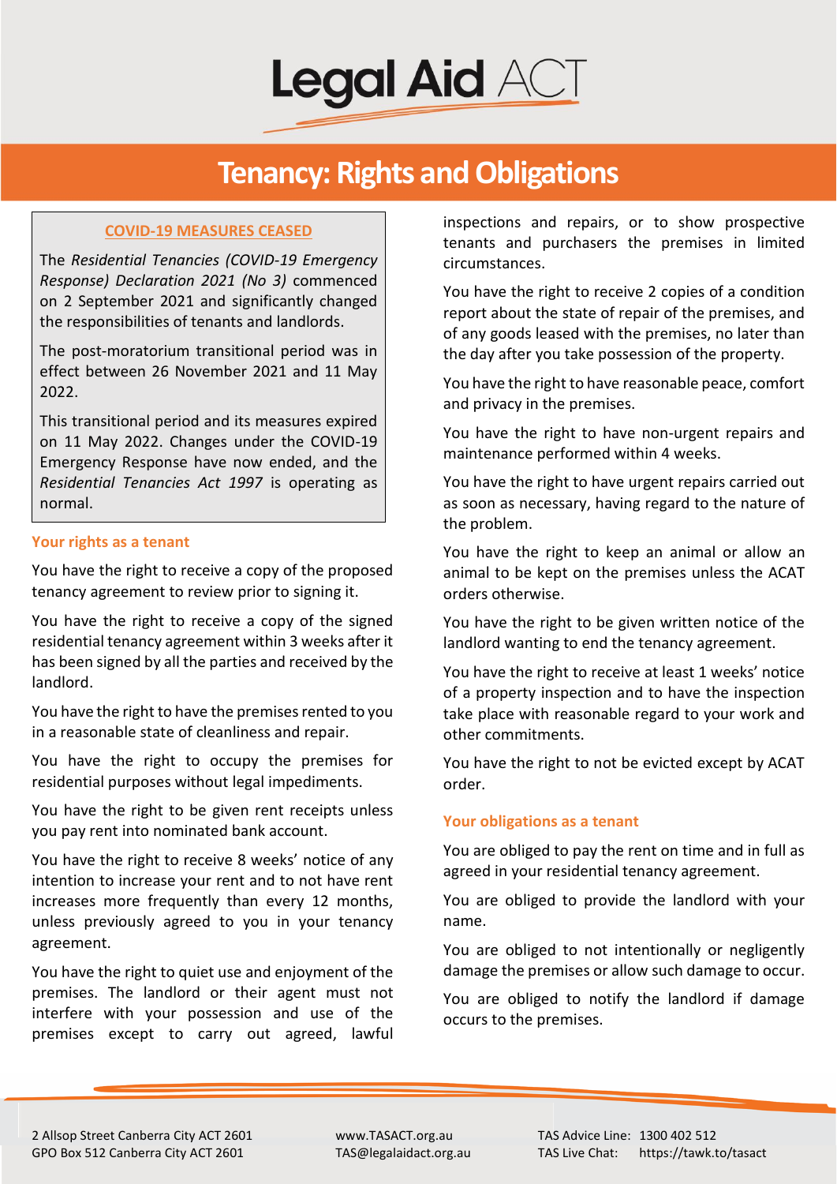# Legal Aid ACT

## Tenancy: Rights and Obligations

**COVID-19 MEASURES CEASED**

The *Residential Tenancies (COVID-19 Emergency Response) Declaration 2021 (No 3)* commenced on 2 September 2021 and significantly changed the responsibilities of tenants and landlords.

The post-moratorium transitional period was in effect between 26 November 2021 and 11 May 2022.

This transitional period and its measures expired on 11 May 2022. Changes under the COVID-19 Emergency Response have now ended, and the *Residential Tenancies Act 1997* is operating as normal.

### Your rights as a tenant

You have the right to receive a copy of the proposed tenancy agreement to review prior to signing it.

You have the right to receive a copy of the signed residential tenancy agreement within 3 weeks after it has been signed by all the parties and received by the landlord.

You have the right to have the premises rented to you in a reasonable state of cleanliness and repair.

You have the right to occupy the premises for residential purposes without legal impediments.

You have the right to be given rent receipts unless you pay rent into nominated bank account.

You have the right to receive 8 weeks' notice of any intention to increase your rent and to not have rent increases more frequently than every 12 months, unless previously agreed to you in your tenancy agreement.

You have the right to quiet use and enjoyment of the premises. The landlord or their agent must not interfere with your possession and use of the premises except to carry out agreed, lawful inspections and repairs, or to show prospective tenants and purchasers the premises in limited circumstances.

You have the right to receive 2 copies of a condition report about the state of repair of the premises, and of any goods leased with the premises, no later than the day after you take possession of the property.

You have the right to have reasonable peace, comfort and privacy in the premises.

You have the right to have non-urgent repairs and maintenance performed within 4 weeks.

You have the right to have urgent repairs carried out as soon as necessary, having regard to the nature of the problem.

You have the right to keep an animal or allow an animal to be kept on the premises unless the ACAT orders otherwise.

You have the right to be given written notice of the landlord wanting to end the tenancy agreement.

You have the right to receive at least 1 weeks' notice of a property inspection and to have the inspection take place with reasonable regard to your work and other commitments.

You have the right to not be evicted except by ACAT order.

### Your obligations as a tenant

You are obliged to pay the rent on time and in full as agreed in your residential tenancy agreement.

You are obliged to provide the landlord with your name.

You are obliged to not intentionally or negligently damage the premises or allow such damage to occur.

You are obliged to notify the landlord if damage occurs to the premises.

2 Allsop Street Canberra City ACT 2601
GPO Box 512 Canberra City ACT 2601

www.TASACT.org.au
TAS@legalaidact.org.au

TAS Advice Line: 1300 402 512
TAS Live Chat: https://tawk.to/tasact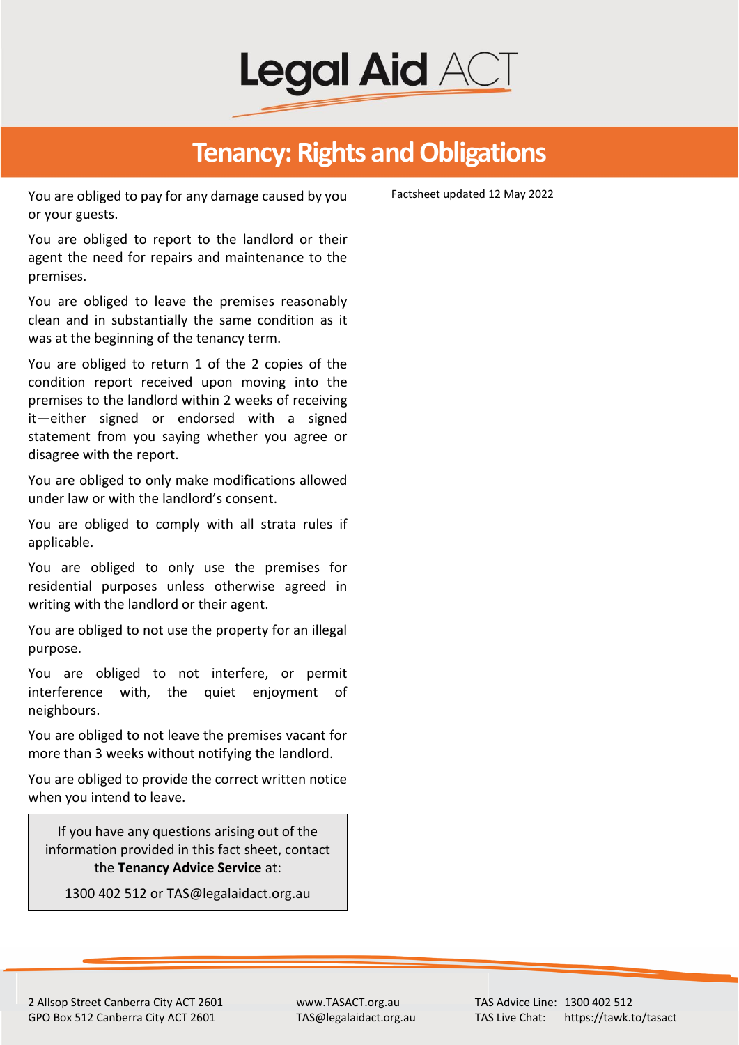# Tenancy: Rights and Obligations

Factsheet updated 12 May 2022

You are obliged to pay for any damage caused by you or your guests.

You are obliged to report to the landlord or their agent the need for repairs and maintenance to the premises.

You are obliged to leave the premises reasonably clean and in substantially the same condition as it was at the beginning of the tenancy term.

You are obliged to return 1 of the 2 copies of the condition report received upon moving into the premises to the landlord within 2 weeks of receiving it—either signed or endorsed with a signed statement from you saying whether you agree or disagree with the report.

You are obliged to only make modifications allowed under law or with the landlord's consent.

You are obliged to comply with all strata rules if applicable.

You are obliged to only use the premises for residential purposes unless otherwise agreed in writing with the landlord or their agent.

You are obliged to not use the property for an illegal purpose.

You are obliged to not interfere, or permit interference with, the quiet enjoyment of neighbours.

You are obliged to not leave the premises vacant for more than 3 weeks without notifying the landlord.

You are obliged to provide the correct written notice when you intend to leave.

> If you have any questions arising out of the information provided in this fact sheet, contact the **Tenancy Advice Service** at:
>
> 1300 402 512 or TAS@legalaidact.org.au

2 Allsop Street Canberra City ACT 2601
GPO Box 512 Canberra City ACT 2601

www.TASACT.org.au
TAS@legalaidact.org.au

TAS Advice Line: 1300 402 512
TAS Live Chat: https://tawk.to/tasact